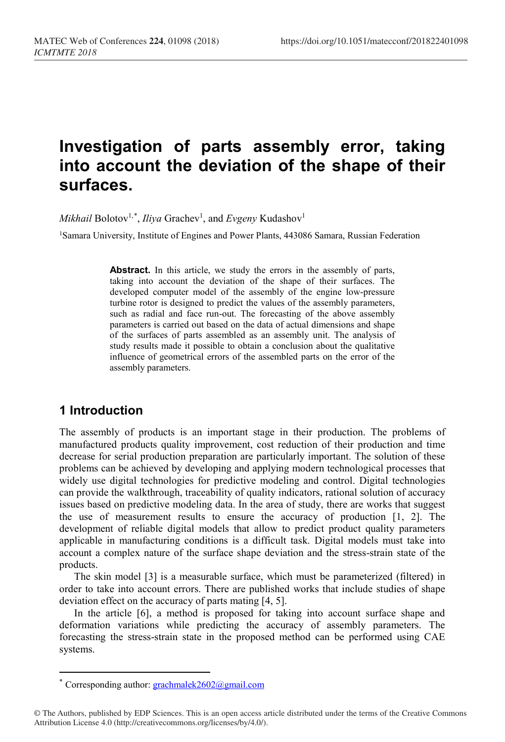# Investigation of parts assembly error, taking into account the deviation of the shape of their surfaces.

*Mikhail* Bolotov[1,*], *Iliya* Grachev[1], and *Evgeny* Kudashov[1]

[1]Samara University, Institute of Engines and Power Plants, 443086 Samara, Russian Federation

**Abstract.** In this article, we study the errors in the assembly of parts, taking into account the deviation of the shape of their surfaces. The developed computer model of the assembly of the engine low-pressure turbine rotor is designed to predict the values of the assembly parameters, such as radial and face run-out. The forecasting of the above assembly parameters is carried out based on the data of actual dimensions and shape of the surfaces of parts assembled as an assembly unit. The analysis of study results made it possible to obtain a conclusion about the qualitative influence of geometrical errors of the assembled parts on the error of the assembly parameters.

## 1 Introduction

The assembly of products is an important stage in their production. The problems of manufactured products quality improvement, cost reduction of their production and time decrease for serial production preparation are particularly important. The solution of these problems can be achieved by developing and applying modern technological processes that widely use digital technologies for predictive modeling and control. Digital technologies can provide the walkthrough, traceability of quality indicators, rational solution of accuracy issues based on predictive modeling data. In the area of study, there are works that suggest the use of measurement results to ensure the accuracy of production [1, 2]. The development of reliable digital models that allow to predict product quality parameters applicable in manufacturing conditions is a difficult task. Digital models must take into account a complex nature of the surface shape deviation and the stress-strain state of the products.

The skin model [3] is a measurable surface, which must be parameterized (filtered) in order to take into account errors. There are published works that include studies of shape deviation effect on the accuracy of parts mating [4, 5].

In the article [6], a method is proposed for taking into account surface shape and deformation variations while predicting the accuracy of assembly parameters. The forecasting the stress-strain state in the proposed method can be performed using CAE systems.

* Corresponding author: grachmalek2602@gmail.com

© The Authors, published by EDP Sciences. This is an open access article distributed under the terms of the Creative Commons Attribution License 4.0 (http://creativecommons.org/licenses/by/4.0/).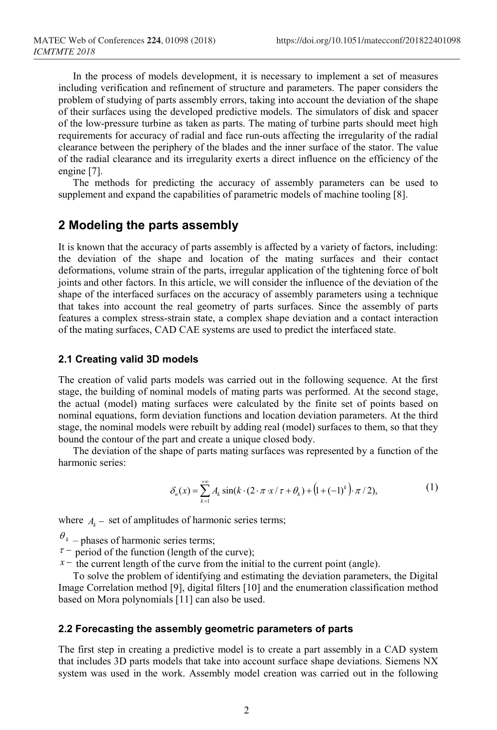In the process of models development, it is necessary to implement a set of measures including verification and refinement of structure and parameters. The paper considers the problem of studying of parts assembly errors, taking into account the deviation of the shape of their surfaces using the developed predictive models. The simulators of disk and spacer of the low-pressure turbine as taken as parts. The mating of turbine parts should meet high requirements for accuracy of radial and face run-outs affecting the irregularity of the radial clearance between the periphery of the blades and the inner surface of the stator. The value of the radial clearance and its irregularity exerts a direct influence on the efficiency of the engine [7].

The methods for predicting the accuracy of assembly parameters can be used to supplement and expand the capabilities of parametric models of machine tooling [8].

## 2 Modeling the parts assembly

It is known that the accuracy of parts assembly is affected by a variety of factors, including: the deviation of the shape and location of the mating surfaces and their contact deformations, volume strain of the parts, irregular application of the tightening force of bolt joints and other factors. In this article, we will consider the influence of the deviation of the shape of the interfaced surfaces on the accuracy of assembly parameters using a technique that takes into account the real geometry of parts surfaces. Since the assembly of parts features a complex stress-strain state, a complex shape deviation and a contact interaction of the mating surfaces, CAD CAE systems are used to predict the interfaced state.

### 2.1 Creating valid 3D models

The creation of valid parts models was carried out in the following sequence. At the first stage, the building of nominal models of mating parts was performed. At the second stage, the actual (model) mating surfaces were calculated by the finite set of points based on nominal equations, form deviation functions and location deviation parameters. At the third stage, the nominal models were rebuilt by adding real (model) surfaces to them, so that they bound the contour of the part and create a unique closed body.

The deviation of the shape of parts mating surfaces was represented by a function of the harmonic series:

$$\delta_n(x) = \sum_{k=1}^{+\infty} A_k \sin(k \cdot (2 \cdot \pi \cdot x / \tau + \theta_k) + \left(1 + (-1)^k\right) \cdot \pi / 2), \tag{1}$$

where $A_k$ – set of amplitudes of harmonic series terms;

$\theta_k$ – phases of harmonic series terms;

$\tau$ – period of the function (length of the curve);

$x$ – the current length of the curve from the initial to the current point (angle).

To solve the problem of identifying and estimating the deviation parameters, the Digital Image Correlation method [9], digital filters [10] and the enumeration classification method based on Mora polynomials [11] can also be used.

### 2.2 Forecasting the assembly geometric parameters of parts

The first step in creating a predictive model is to create a part assembly in a CAD system that includes 3D parts models that take into account surface shape deviations. Siemens NX system was used in the work. Assembly model creation was carried out in the following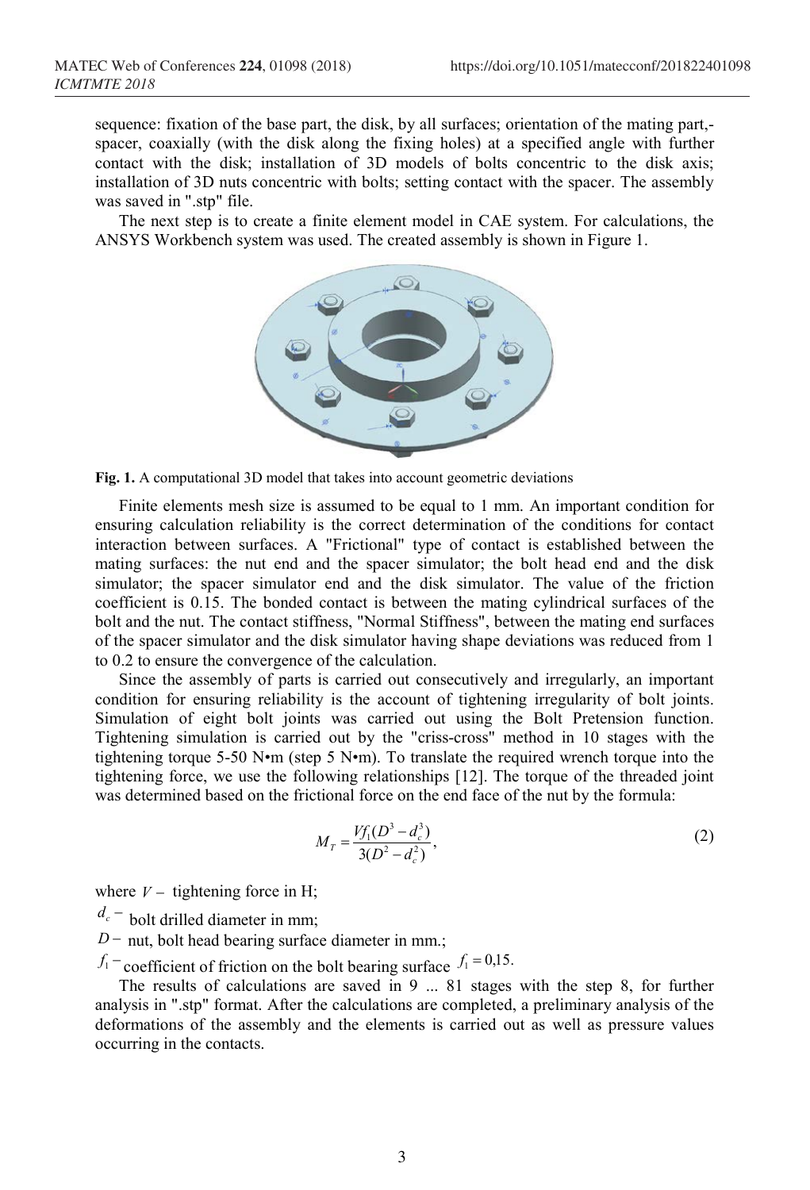sequence: fixation of the base part, the disk, by all surfaces; orientation of the mating part,- spacer, coaxially (with the disk along the fixing holes) at a specified angle with further contact with the disk; installation of 3D models of bolts concentric to the disk axis; installation of 3D nuts concentric with bolts; setting contact with the spacer. The assembly was saved in ".stp" file.

The next step is to create a finite element model in CAE system. For calculations, the ANSYS Workbench system was used. The created assembly is shown in Figure 1.

**Fig. 1.** A computational 3D model that takes into account geometric deviations

Finite elements mesh size is assumed to be equal to 1 mm. An important condition for ensuring calculation reliability is the correct determination of the conditions for contact interaction between surfaces. A "Frictional" type of contact is established between the mating surfaces: the nut end and the spacer simulator; the bolt head end and the disk simulator; the spacer simulator end and the disk simulator. The value of the friction coefficient is 0.15. The bonded contact is between the mating cylindrical surfaces of the bolt and the nut. The contact stiffness, "Normal Stiffness", between the mating end surfaces of the spacer simulator and the disk simulator having shape deviations was reduced from 1 to 0.2 to ensure the convergence of the calculation.

Since the assembly of parts is carried out consecutively and irregularly, an important condition for ensuring reliability is the account of tightening irregularity of bolt joints. Simulation of eight bolt joints was carried out using the Bolt Pretension function. Tightening simulation is carried out by the "criss-cross" method in 10 stages with the tightening torque 5-50 N•m (step 5 N•m). To translate the required wrench torque into the tightening force, we use the following relationships [12]. The torque of the threaded joint was determined based on the frictional force on the end face of the nut by the formula:

$$M_T = \frac{V f_1 (D^3 - d_c^3)}{3(D^2 - d_c^2)}, \tag{2}$$

where $V$ – tightening force in H;

$d_c$ – bolt drilled diameter in mm;

$D$ – nut, bolt head bearing surface diameter in mm.;

$f_1$ – coefficient of friction on the bolt bearing surface $f_1 = 0{,}15$.

The results of calculations are saved in 9 ... 81 stages with the step 8, for further analysis in ".stp" format. After the calculations are completed, a preliminary analysis of the deformations of the assembly and the elements is carried out as well as pressure values occurring in the contacts.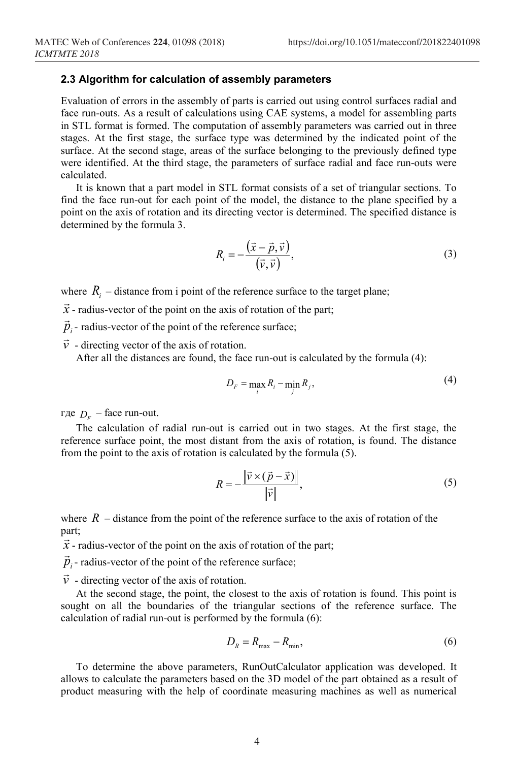### 2.3 Algorithm for calculation of assembly parameters

Evaluation of errors in the assembly of parts is carried out using control surfaces radial and face run-outs. As a result of calculations using CAE systems, a model for assembling parts in STL format is formed. The computation of assembly parameters was carried out in three stages. At the first stage, the surface type was determined by the indicated point of the surface. At the second stage, areas of the surface belonging to the previously defined type were identified. At the third stage, the parameters of surface radial and face run-outs were calculated.

It is known that a part model in STL format consists of a set of triangular sections. To find the face run-out for each point of the model, the distance to the plane specified by a point on the axis of rotation and its directing vector is determined. The specified distance is determined by the formula 3.

$$R_i = -\frac{(\vec{x} - \vec{p}, \vec{v})}{(\vec{v}, \vec{v})}, \tag{3}$$

where $R_i$ – distance from i point of the reference surface to the target plane;

$\vec{x}$ - radius-vector of the point on the axis of rotation of the part;

$\vec{p}_i$ - radius-vector of the point of the reference surface;

$\vec{v}$ - directing vector of the axis of rotation.

After all the distances are found, the face run-out is calculated by the formula (4):

$$D_F = \max_i R_i - \min_j R_j, \tag{4}$$

где $D_F$ – face run-out.

The calculation of radial run-out is carried out in two stages. At the first stage, the reference surface point, the most distant from the axis of rotation, is found. The distance from the point to the axis of rotation is calculated by the formula (5).

$$R = -\frac{\|\vec{v} \times (\vec{p} - \vec{x})\|}{\|\vec{v}\|}, \tag{5}$$

where $R$ – distance from the point of the reference surface to the axis of rotation of the part;

$\vec{x}$ - radius-vector of the point on the axis of rotation of the part;

$\vec{p}_i$ - radius-vector of the point of the reference surface;

$\vec{v}$ - directing vector of the axis of rotation.

At the second stage, the point, the closest to the axis of rotation is found. This point is sought on all the boundaries of the triangular sections of the reference surface. The calculation of radial run-out is performed by the formula (6):

$$D_R = R_{\max} - R_{\min}, \tag{6}$$

To determine the above parameters, RunOutCalculator application was developed. It allows to calculate the parameters based on the 3D model of the part obtained as a result of product measuring with the help of coordinate measuring machines as well as numerical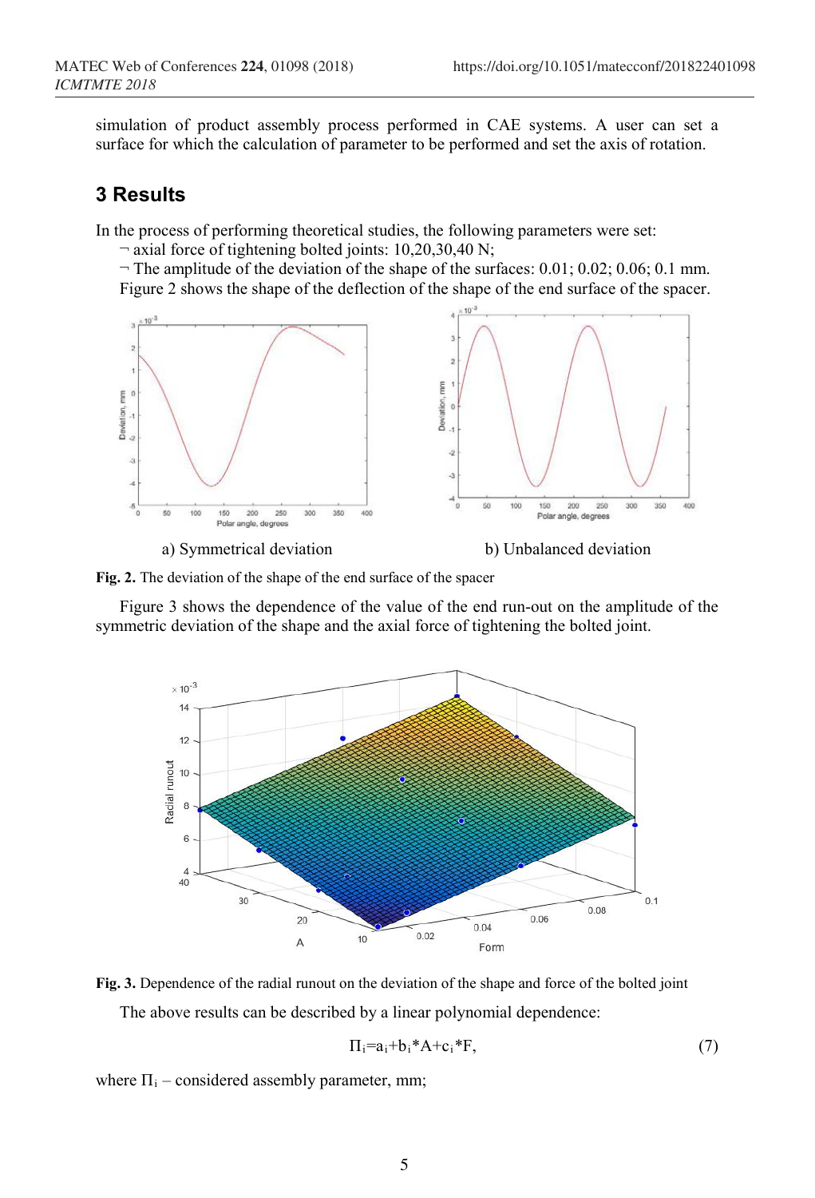simulation of product assembly process performed in CAE systems. A user can set a surface for which the calculation of parameter to be performed and set the axis of rotation.

## 3 Results

In the process of performing theoretical studies, the following parameters were set:

¬ axial force of tightening bolted joints: 10,20,30,40 N;

¬ The amplitude of the deviation of the shape of the surfaces: 0.01; 0.02; 0.06; 0.1 mm.

Figure 2 shows the shape of the deflection of the shape of the end surface of the spacer.

a) Symmetrical deviation    b) Unbalanced deviation

**Fig. 2.** The deviation of the shape of the end surface of the spacer

Figure 3 shows the dependence of the value of the end run-out on the amplitude of the symmetric deviation of the shape and the axial force of tightening the bolted joint.

**Fig. 3.** Dependence of the radial runout on the deviation of the shape and force of the bolted joint

The above results can be described by a linear polynomial dependence:

$$\Pi_i = a_i + b_i * A + c_i * F, \tag{7}$$

where $\Pi_i$ – considered assembly parameter, mm;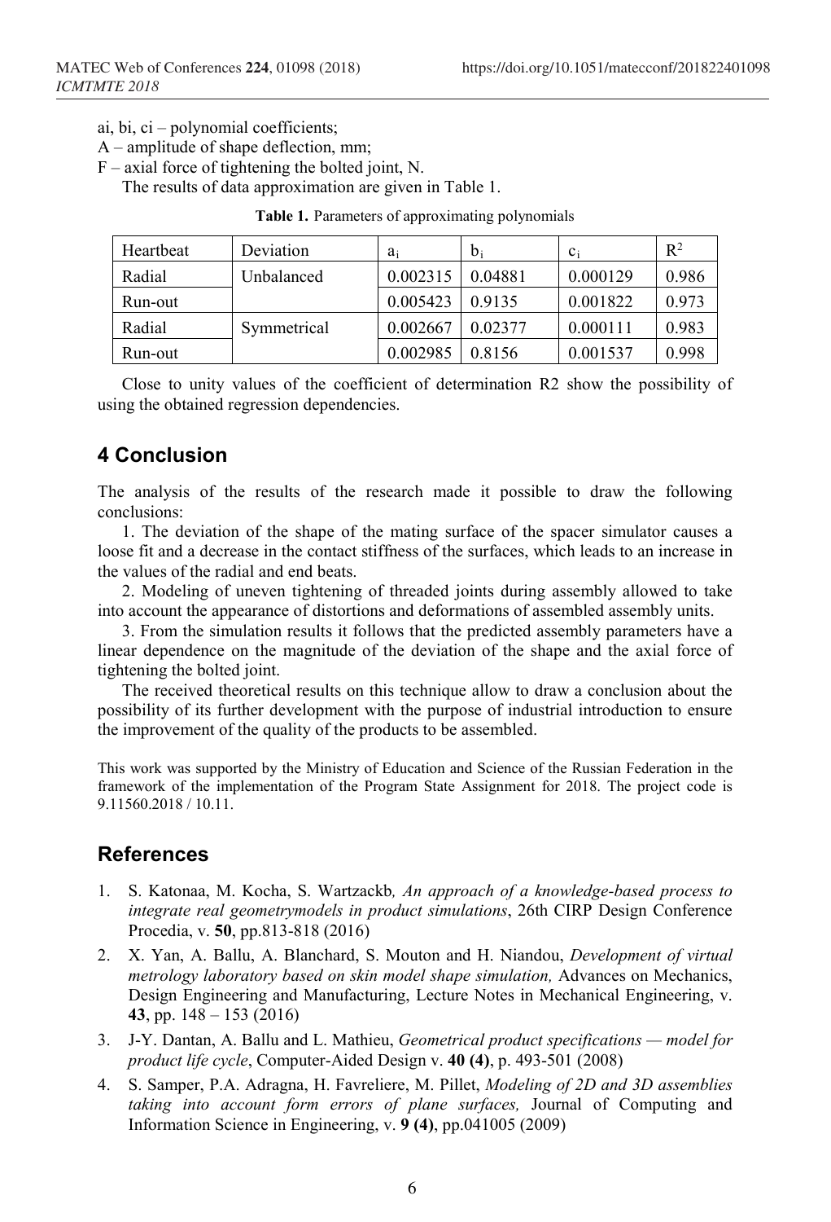ai, bi, ci – polynomial coefficients;

A – amplitude of shape deflection, mm;

F – axial force of tightening the bolted joint, N.

The results of data approximation are given in Table 1.

**Table 1.** Parameters of approximating polynomials

| Heartbeat | Deviation | $a_i$ | $b_i$ | $c_i$ | $R^2$ |
|---|---|---|---|---|---|
| Radial | Unbalanced | 0.002315 | 0.04881 | 0.000129 | 0.986 |
| Run-out | | 0.005423 | 0.9135 | 0.001822 | 0.973 |
| Radial | Symmetrical | 0.002667 | 0.02377 | 0.000111 | 0.983 |
| Run-out | | 0.002985 | 0.8156 | 0.001537 | 0.998 |

Close to unity values of the coefficient of determination R2 show the possibility of using the obtained regression dependencies.

## 4 Conclusion

The analysis of the results of the research made it possible to draw the following conclusions:

1. The deviation of the shape of the mating surface of the spacer simulator causes a loose fit and a decrease in the contact stiffness of the surfaces, which leads to an increase in the values of the radial and end beats.

2. Modeling of uneven tightening of threaded joints during assembly allowed to take into account the appearance of distortions and deformations of assembled assembly units.

3. From the simulation results it follows that the predicted assembly parameters have a linear dependence on the magnitude of the deviation of the shape and the axial force of tightening the bolted joint.

The received theoretical results on this technique allow to draw a conclusion about the possibility of its further development with the purpose of industrial introduction to ensure the improvement of the quality of the products to be assembled.

This work was supported by the Ministry of Education and Science of the Russian Federation in the framework of the implementation of the Program State Assignment for 2018. The project code is 9.11560.2018 / 10.11.

## References

1. S. Katonaa, M. Kocha, S. Wartzackb*, An approach of a knowledge-based process to integrate real geometrymodels in product simulations*, 26th CIRP Design Conference Procedia, v. **50**, pp.813-818 (2016)
2. X. Yan, A. Ballu, A. Blanchard, S. Mouton and H. Niandou, *Development of virtual metrology laboratory based on skin model shape simulation,* Advances on Mechanics, Design Engineering and Manufacturing, Lecture Notes in Mechanical Engineering, v. **43**, pp. 148 – 153 (2016)
3. J-Y. Dantan, A. Ballu and L. Mathieu, *Geometrical product specifications — model for product life cycle*, Computer-Aided Design v. **40 (4)**, p. 493-501 (2008)
4. S. Samper, P.A. Adragna, H. Favreliere, M. Pillet, *Modeling of 2D and 3D assemblies taking into account form errors of plane surfaces,* Journal of Computing and Information Science in Engineering, v. **9 (4)**, pp.041005 (2009)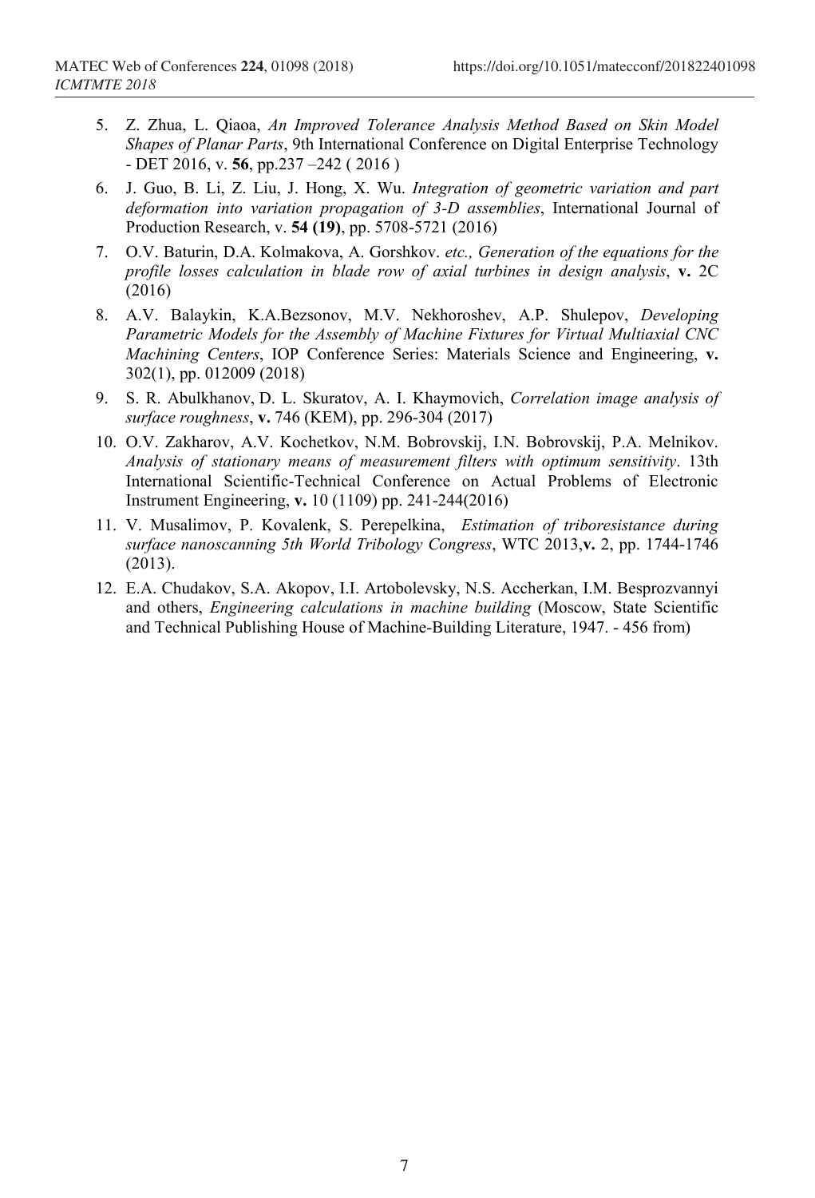5. Z. Zhua, L. Qiaoa, *An Improved Tolerance Analysis Method Based on Skin Model Shapes of Planar Parts*, 9th International Conference on Digital Enterprise Technology - DET 2016, v. **56**, pp.237 –242 ( 2016 )
6. J. Guo, B. Li, Z. Liu, J. Hong, X. Wu. *Integration of geometric variation and part deformation into variation propagation of 3-D assemblies*, International Journal of Production Research, v. **54 (19)**, pp. 5708-5721 (2016)
7. O.V. Baturin, D.A. Kolmakova, A. Gorshkov. *etc., Generation of the equations for the profile losses calculation in blade row of axial turbines in design analysis*, **v.** 2C (2016)
8. A.V. Balaykin, K.A.Bezsonov, M.V. Nekhoroshev, A.P. Shulepov, *Developing Parametric Models for the Assembly of Machine Fixtures for Virtual Multiaxial CNC Machining Centers*, IOP Conference Series: Materials Science and Engineering, **v.** 302(1), pp. 012009 (2018)
9. S. R. Abulkhanov, D. L. Skuratov, A. I. Khaymovich, *Correlation image analysis of surface roughness*, **v.** 746 (KEM), pp. 296-304 (2017)
10. O.V. Zakharov, A.V. Kochetkov, N.M. Bobrovskij, I.N. Bobrovskij, P.A. Melnikov. *Analysis of stationary means of measurement filters with optimum sensitivity*. 13th International Scientific-Technical Conference on Actual Problems of Electronic Instrument Engineering, **v.** 10 (1109) pp. 241-244(2016)
11. V. Musalimov, P. Kovalenk, S. Perepelkina, *Estimation of triboresistance during surface nanoscanning 5th World Tribology Congress*, WTC 2013,**v.** 2, pp. 1744-1746 (2013).
12. E.A. Chudakov, S.A. Akopov, I.I. Artobolevsky, N.S. Accherkan, I.M. Besprozvannyi and others, *Engineering calculations in machine building* (Moscow, State Scientific and Technical Publishing House of Machine-Building Literature, 1947. - 456 from)